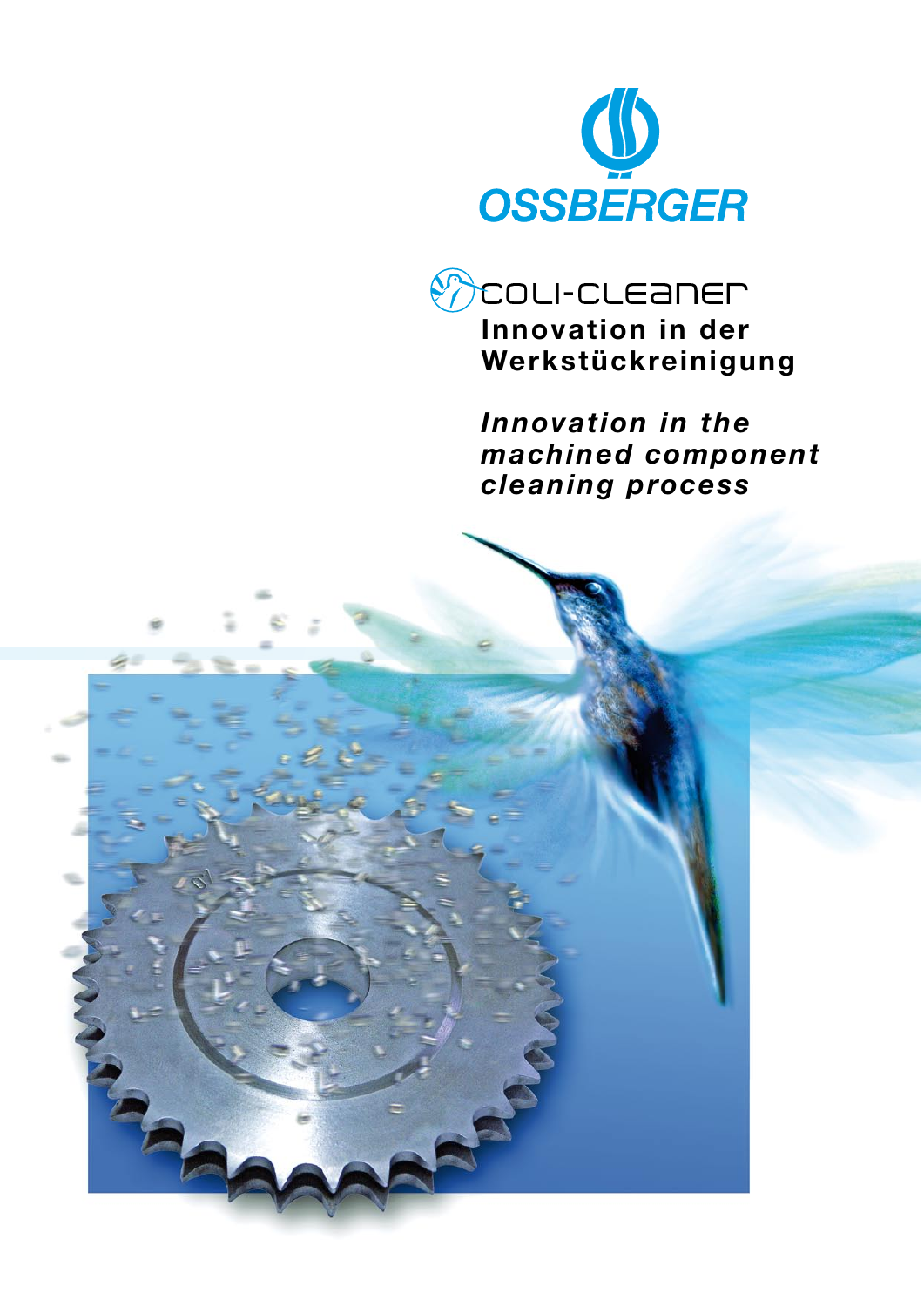# OSSBERGER

## COLI-CLEANER

**Innovation in der Werkstückreinigung**

***Innovation in the machined component cleaning process***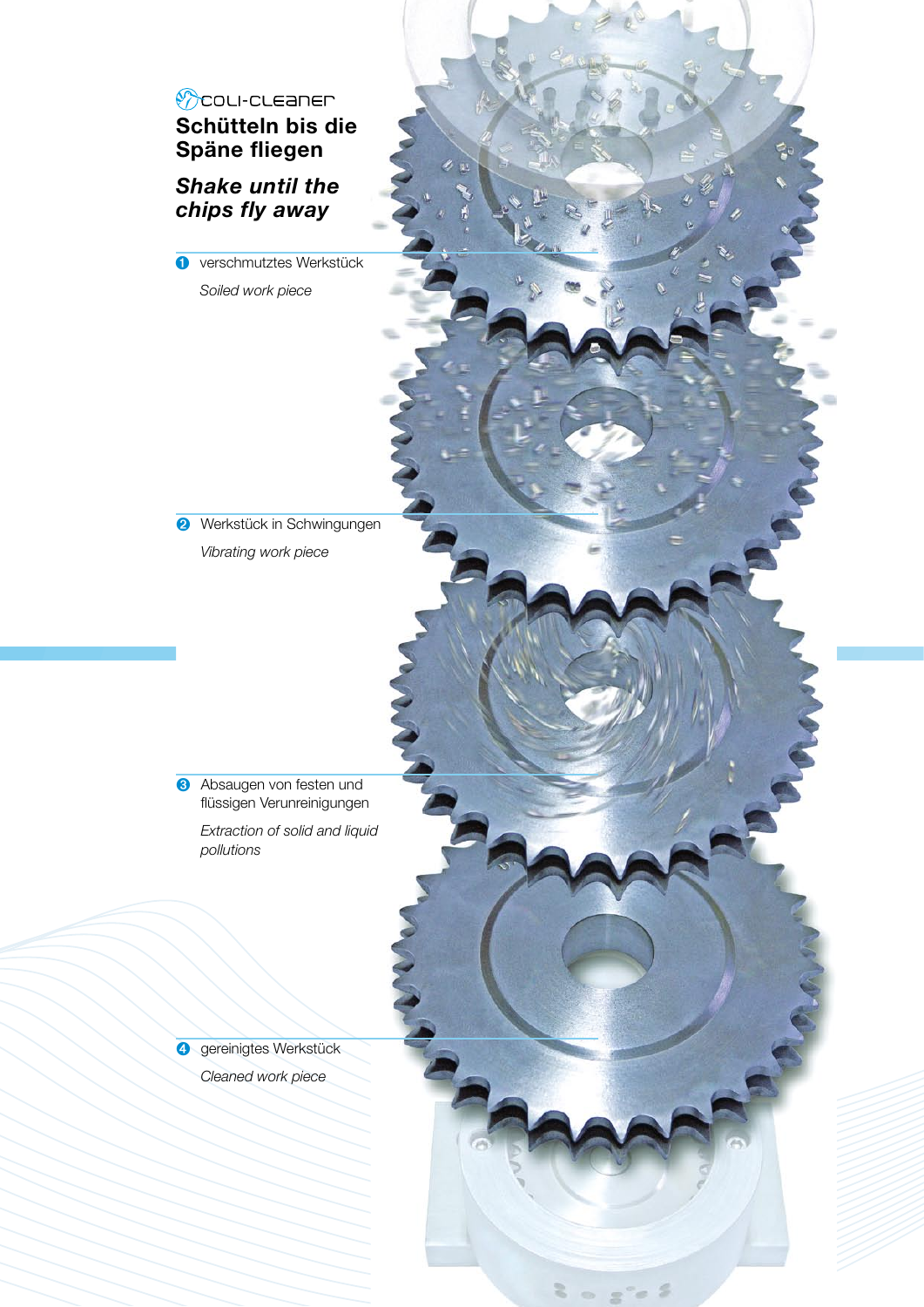coli-cleaner

# Schütteln bis die Späne fliegen

## *Shake until the chips fly away*

1. verschmutztes Werkstück

   *Soiled work piece*

2. Werkstück in Schwingungen

   *Vibrating work piece*

3. Absaugen von festen und flüssigen Verunreinigungen

   *Extraction of solid and liquid pollutions*

4. gereinigtes Werkstück

   *Cleaned work piece*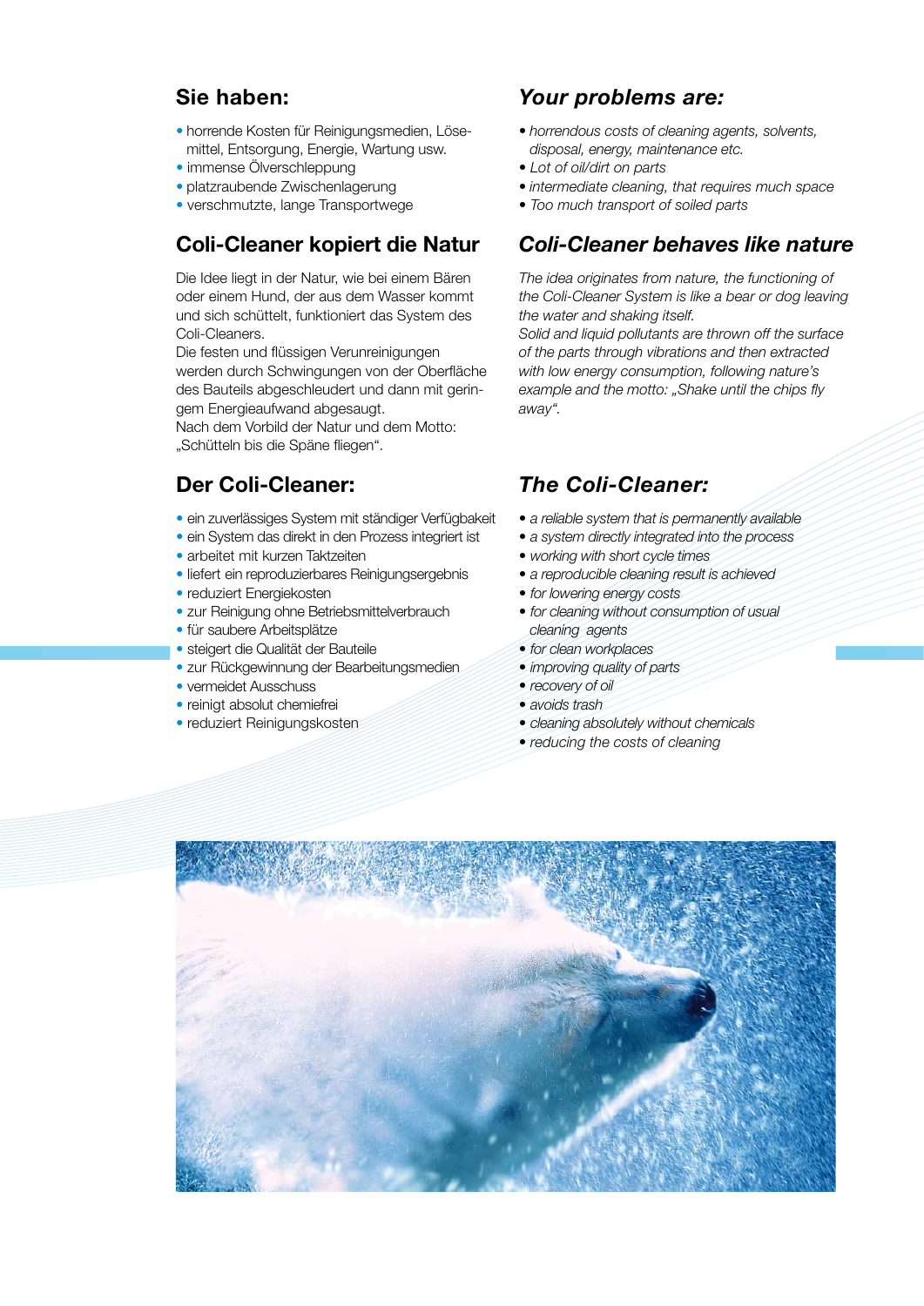## Sie haben:

- horrende Kosten für Reinigungsmedien, Lösemittel, Entsorgung, Energie, Wartung usw.
- immense Ölverschleppung
- platzraubende Zwischenlagerung
- verschmutzte, lange Transportwege

## Coli-Cleaner kopiert die Natur

Die Idee liegt in der Natur, wie bei einem Bären oder einem Hund, der aus dem Wasser kommt und sich schüttelt, funktioniert das System des Coli-Cleaners.

Die festen und flüssigen Verunreinigungen werden durch Schwingungen von der Oberfläche des Bauteils abgeschleudert und dann mit geringem Energieaufwand abgesaugt.

Nach dem Vorbild der Natur und dem Motto: „Schütteln bis die Späne fliegen".

## Der Coli-Cleaner:

- ein zuverlässiges System mit ständiger Verfügbakeit
- ein System das direkt in den Prozess integriert ist
- arbeitet mit kurzen Taktzeiten
- liefert ein reproduzierbares Reinigungsergebnis
- reduziert Energiekosten
- zur Reinigung ohne Betriebsmittelverbrauch
- für saubere Arbeitsplätze
- steigert die Qualität der Bauteile
- zur Rückgewinnung der Bearbeitungsmedien
- vermeidet Ausschuss
- reinigt absolut chemiefrei
- reduziert Reinigungskosten

## *Your problems are:*

- *horrendous costs of cleaning agents, solvents, disposal, energy, maintenance etc.*
- *Lot of oil/dirt on parts*
- *intermediate cleaning, that requires much space*
- *Too much transport of soiled parts*

## *Coli-Cleaner behaves like nature*

*The idea originates from nature, the functioning of the Coli-Cleaner System is like a bear or dog leaving the water and shaking itself.*

*Solid and liquid pollutants are thrown off the surface of the parts through vibrations and then extracted with low energy consumption, following nature's example and the motto: „Shake until the chips fly away".*

## *The Coli-Cleaner:*

- *a reliable system that is permanently available*
- *a system directly integrated into the process*
- *working with short cycle times*
- *a reproducible cleaning result is achieved*
- *for lowering energy costs*
- *for cleaning without consumption of usual cleaning agents*
- *for clean workplaces*
- *improving quality of parts*
- *recovery of oil*
- *avoids trash*
- *cleaning absolutely without chemicals*
- *reducing the costs of cleaning*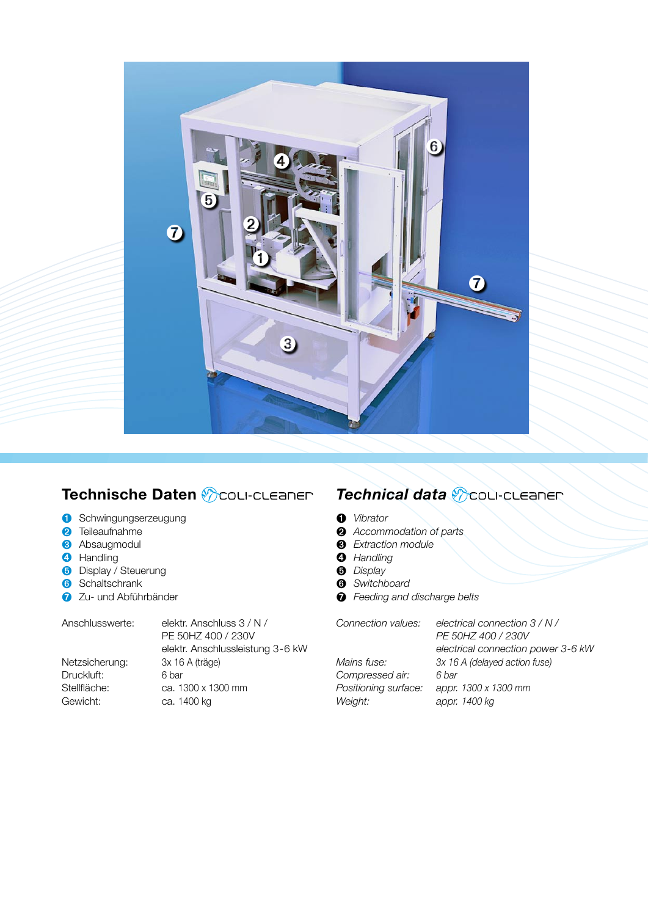## Technische Daten COLI-CLEANER

1. Schwingungserzeugung
2. Teileaufnahme
3. Absaugmodul
4. Handling
5. Display / Steuerung
6. Schaltschrank
7. Zu- und Abführbänder

| | |
|---|---|
| Anschlusswerte: | elektr. Anschluss 3 / N / PE 50HZ 400 / 230V elektr. Anschlussleistung 3-6 kW |
| Netzsicherung: | 3x 16 A (träge) |
| Druckluft: | 6 bar |
| Stellfläche: | ca. 1300 x 1300 mm |
| Gewicht: | ca. 1400 kg |

## *Technical data* COLI-CLEANER

1. *Vibrator*
2. *Accommodation of parts*
3. *Extraction module*
4. *Handling*
5. *Display*
6. *Switchboard*
7. *Feeding and discharge belts*

| | |
|---|---|
| *Connection values:* | *electrical connection 3 / N / PE 50HZ 400 / 230V electrical connection power 3-6 kW* |
| *Mains fuse:* | *3x 16 A (delayed action fuse)* |
| *Compressed air:* | *6 bar* |
| *Positioning surface:* | *appr. 1300 x 1300 mm* |
| *Weight:* | *appr. 1400 kg* |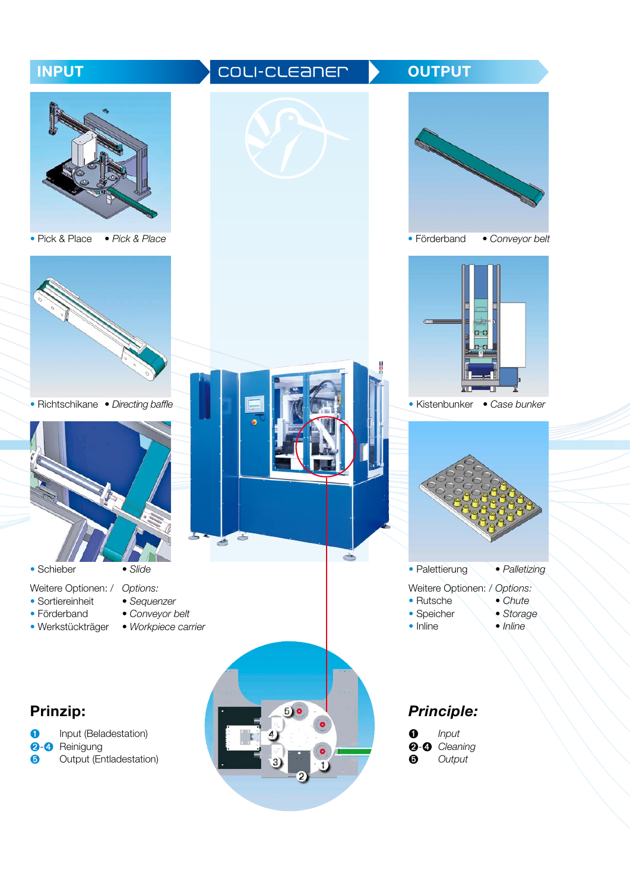## INPUT

- Pick & Place • *Pick & Place*
- Richtschikane • *Directing baffle*
- Schieber • *Slide*

Weitere Optionen: / *Options:*

- Sortiereinheit • *Sequenzer*
- Förderband • *Conveyor belt*
- Werkstückträger • *Workpiece carrier*

## COLI-CLEANER

## OUTPUT

- Förderband • *Conveyor belt*
- Kistenbunker • *Case bunker*
- Palettierung • *Palletizing*

Weitere Optionen: / *Options:*

- Rutsche • *Chute*
- Speicher • *Storage*
- Inline • *Inline*

### Prinzip:

1. Input (Beladestation)
2. -4 Reinigung
5. Output (Entladestation)

### *Principle:*

1. *Input*
2. -4 *Cleaning*
5. *Output*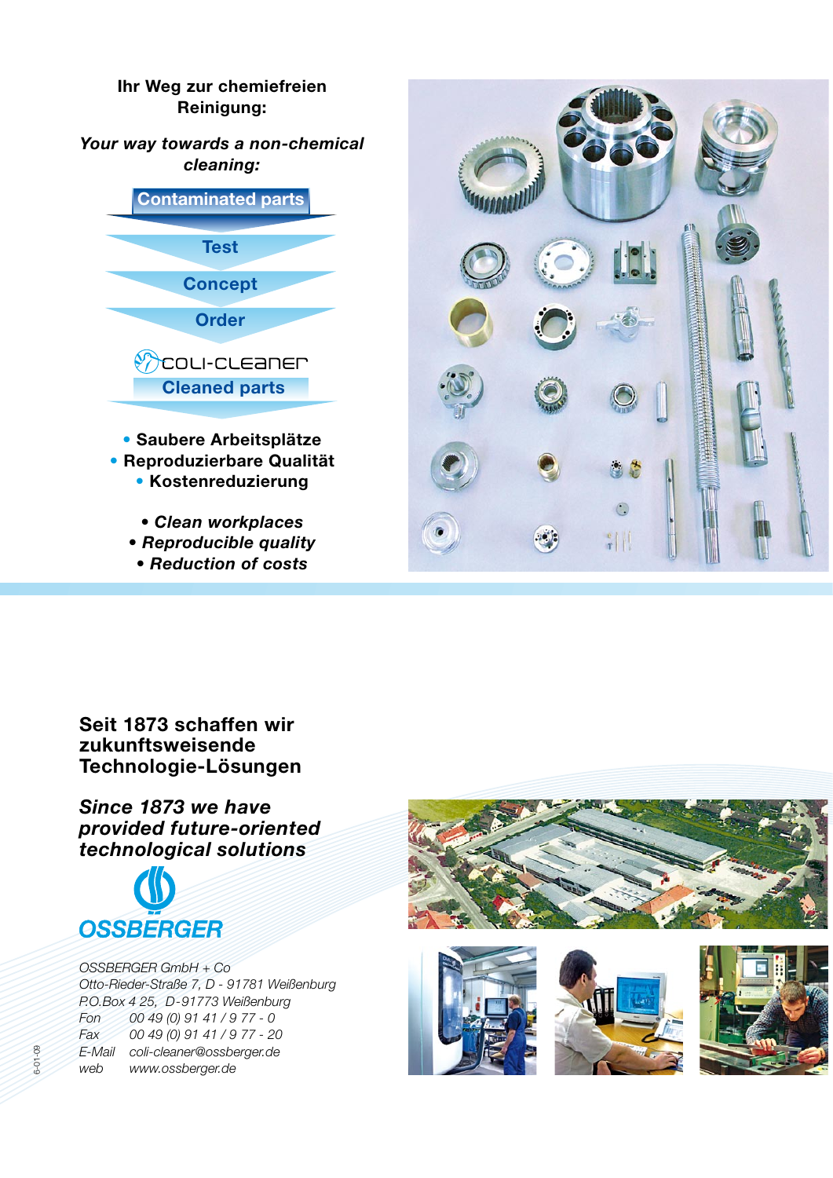**Ihr Weg zur chemiefreien Reinigung:**

***Your way towards a non-chemical cleaning:***

**Contaminated parts**

**Test**

**Concept**

**Order**

COLI-CLEANER

**Cleaned parts**

- **Saubere Arbeitsplätze**
- **Reproduzierbare Qualität**
- **Kostenreduzierung**

- ***Clean workplaces***
- ***Reproducible quality***
- ***Reduction of costs***

## Seit 1873 schaffen wir zukunftsweisende Technologie-Lösungen

## *Since 1873 we have provided future-oriented technological solutions*

OSSBERGER

*OSSBERGER GmbH + Co*
*Otto-Rieder-Straße 7, D - 91781 Weißenburg*
*P.O.Box 4 25, D-91773 Weißenburg*
*Fon 00 49 (0) 91 41 / 9 77 - 0*
*Fax 00 49 (0) 91 41 / 9 77 - 20*
*E-Mail coli-cleaner@ossberger.de*
*web www.ossberger.de*

6-01-09